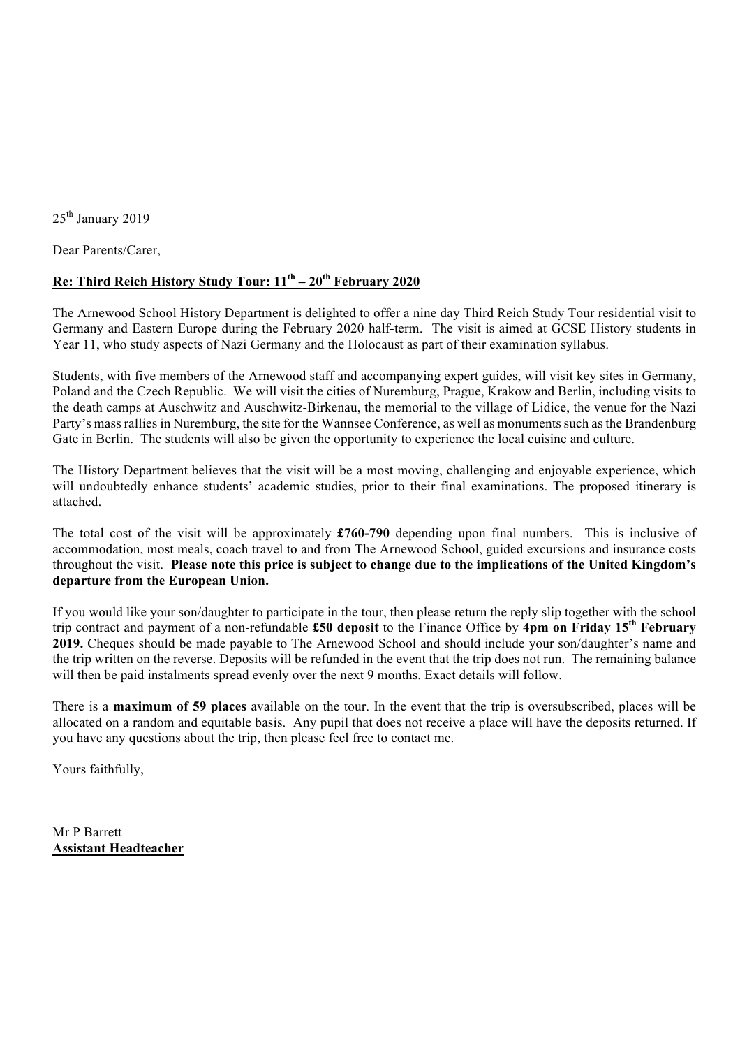25th January 2019

Dear Parents/Carer,

**Re: Third Reich History Study Tour: 11th – 20th February 2020**

The Arnewood School History Department is delighted to offer a nine day Third Reich Study Tour residential visit to Germany and Eastern Europe during the February 2020 half-term. The visit is aimed at GCSE History students in Year 11, who study aspects of Nazi Germany and the Holocaust as part of their examination syllabus.

Students, with five members of the Arnewood staff and accompanying expert guides, will visit key sites in Germany, Poland and the Czech Republic. We will visit the cities of Nuremburg, Prague, Krakow and Berlin, including visits to the death camps at Auschwitz and Auschwitz-Birkenau, the memorial to the village of Lidice, the venue for the Nazi Party's mass rallies in Nuremburg, the site for the Wannsee Conference, as well as monuments such as the Brandenburg Gate in Berlin. The students will also be given the opportunity to experience the local cuisine and culture.

The History Department believes that the visit will be a most moving, challenging and enjoyable experience, which will undoubtedly enhance students' academic studies, prior to their final examinations. The proposed itinerary is attached.

The total cost of the visit will be approximately **£760-790** depending upon final numbers. This is inclusive of accommodation, most meals, coach travel to and from The Arnewood School, guided excursions and insurance costs throughout the visit. **Please note this price is subject to change due to the implications of the United Kingdom's departure from the European Union.**

If you would like your son/daughter to participate in the tour, then please return the reply slip together with the school trip contract and payment of a non-refundable **£50 deposit** to the Finance Office by **4pm on Friday 15th February 2019.** Cheques should be made payable to The Arnewood School and should include your son/daughter's name and the trip written on the reverse. Deposits will be refunded in the event that the trip does not run. The remaining balance will then be paid instalments spread evenly over the next 9 months. Exact details will follow.

There is a **maximum of 59 places** available on the tour. In the event that the trip is oversubscribed, places will be allocated on a random and equitable basis. Any pupil that does not receive a place will have the deposits returned. If you have any questions about the trip, then please feel free to contact me.

Yours faithfully,

Mr P Barrett
**Assistant Headteacher**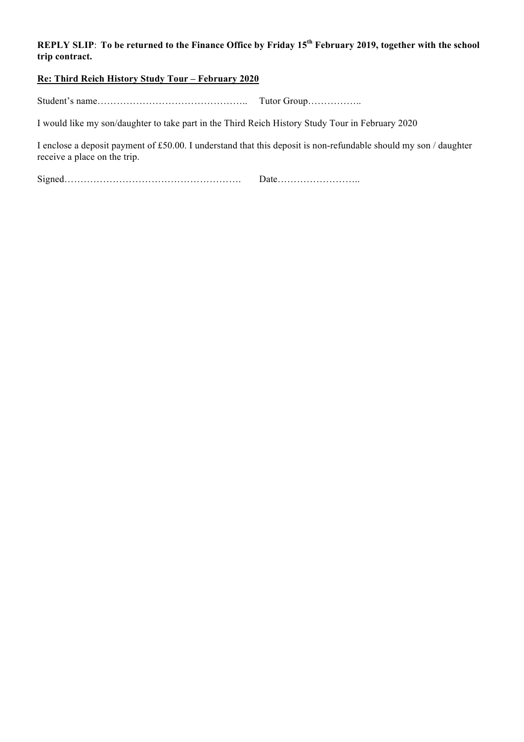**REPLY SLIP**: **To be returned to the Finance Office by Friday 15th February 2019, together with the school trip contract.**

**Re: Third Reich History Study Tour – February 2020**

Student's name……………………………………….. Tutor Group……………..

I would like my son/daughter to take part in the Third Reich History Study Tour in February 2020

I enclose a deposit payment of £50.00. I understand that this deposit is non-refundable should my son / daughter receive a place on the trip.

Signed………………………………………………. Date……………………..